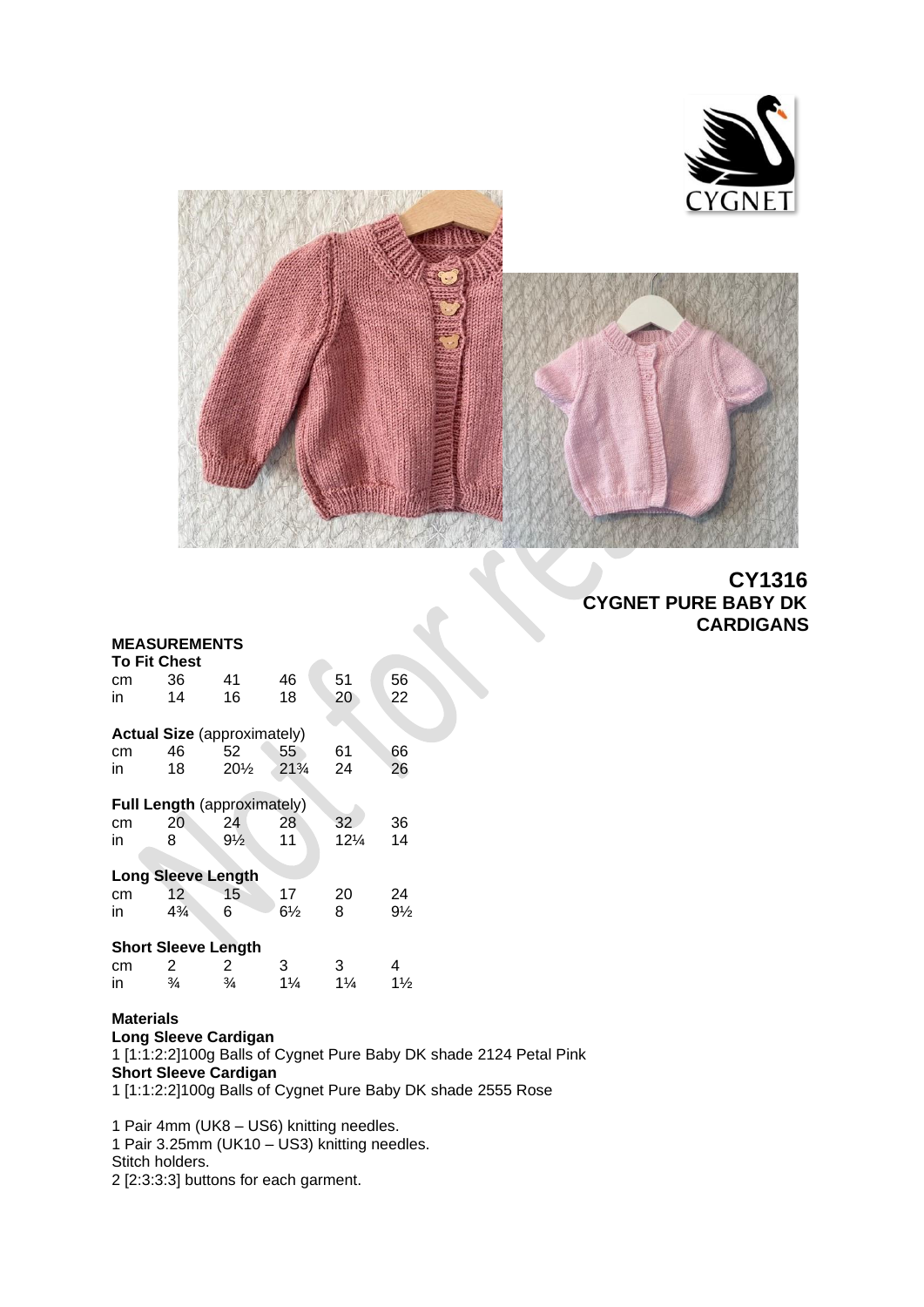# CY1316
## CYGNET PURE BABY DK CARDIGANS

### MEASUREMENTS

**To Fit Chest**

| | | | | | |
|---|---|---|---|---|---|
| cm | 36 | 41 | 46 | 51 | 56 |
| in | 14 | 16 | 18 | 20 | 22 |

**Actual Size** (approximately)

| | | | | | |
|---|---|---|---|---|---|
| cm | 46 | 52 | 55 | 61 | 66 |
| in | 18 | 20½ | 21¾ | 24 | 26 |

**Full Length** (approximately)

| | | | | | |
|---|---|---|---|---|---|
| cm | 20 | 24 | 28 | 32 | 36 |
| in | 8 | 9½ | 11 | 12¼ | 14 |

**Long Sleeve Length**

| | | | | | |
|---|---|---|---|---|---|
| cm | 12 | 15 | 17 | 20 | 24 |
| in | 4¾ | 6 | 6½ | 8 | 9½ |

**Short Sleeve Length**

| | | | | | |
|---|---|---|---|---|---|
| cm | 2 | 2 | 3 | 3 | 4 |
| in | ¾ | ¾ | 1¼ | 1¼ | 1½ |

**Materials**

**Long Sleeve Cardigan**
1 [1:1:2:2]100g Balls of Cygnet Pure Baby DK shade 2124 Petal Pink

**Short Sleeve Cardigan**
1 [1:1:2:2]100g Balls of Cygnet Pure Baby DK shade 2555 Rose

1 Pair 4mm (UK8 – US6) knitting needles.
1 Pair 3.25mm (UK10 – US3) knitting needles.
Stitch holders.
2 [2:3:3:3] buttons for each garment.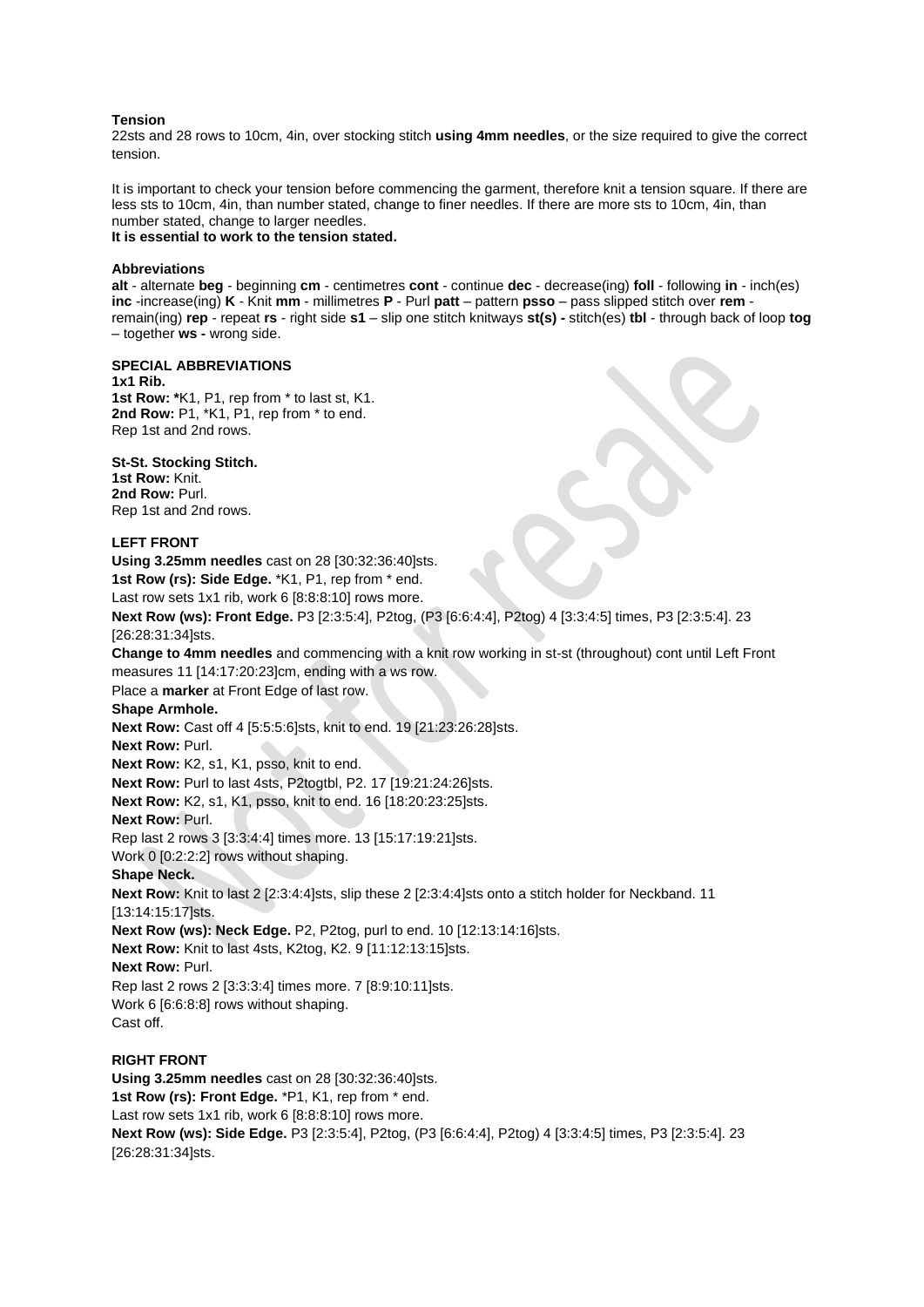**Tension**
22sts and 28 rows to 10cm, 4in, over stocking stitch **using 4mm needles**, or the size required to give the correct tension.

It is important to check your tension before commencing the garment, therefore knit a tension square. If there are less sts to 10cm, 4in, than number stated, change to finer needles. If there are more sts to 10cm, 4in, than number stated, change to larger needles.
**It is essential to work to the tension stated.**

**Abbreviations**
**alt** - alternate **beg** - beginning **cm** - centimetres **cont** - continue **dec** - decrease(ing) **foll** - following **in** - inch(es) **inc** -increase(ing) **K** - Knit **mm** - millimetres **P** - Purl **patt** – pattern **psso** – pass slipped stitch over **rem** - remain(ing) **rep** - repeat **rs** - right side **s1** – slip one stitch knitways **st(s) -** stitch(es) **tbl** - through back of loop **tog** – together **ws -** wrong side.

**SPECIAL ABBREVIATIONS**
**1x1 Rib.**
**1st Row: ***K1, P1, rep from * to last st, K1.
**2nd Row:** P1, *K1, P1, rep from * to end.
Rep 1st and 2nd rows.

**St-St. Stocking Stitch.**
**1st Row:** Knit.
**2nd Row:** Purl.
Rep 1st and 2nd rows.

**LEFT FRONT**
**Using 3.25mm needles** cast on 28 [30:32:36:40]sts.
**1st Row (rs): Side Edge.** *K1, P1, rep from * end.
Last row sets 1x1 rib, work 6 [8:8:8:10] rows more.
**Next Row (ws): Front Edge.** P3 [2:3:5:4], P2tog, (P3 [6:6:4:4], P2tog) 4 [3:3:4:5] times, P3 [2:3:5:4]. 23 [26:28:31:34]sts.
**Change to 4mm needles** and commencing with a knit row working in st-st (throughout) cont until Left Front measures 11 [14:17:20:23]cm, ending with a ws row.
Place a **marker** at Front Edge of last row.
**Shape Armhole.**
**Next Row:** Cast off 4 [5:5:5:6]sts, knit to end. 19 [21:23:26:28]sts.
**Next Row:** Purl.
**Next Row:** K2, s1, K1, psso, knit to end.
**Next Row:** Purl to last 4sts, P2togtbl, P2. 17 [19:21:24:26]sts.
**Next Row:** K2, s1, K1, psso, knit to end. 16 [18:20:23:25]sts.
**Next Row:** Purl.
Rep last 2 rows 3 [3:3:4:4] times more. 13 [15:17:19:21]sts.
Work 0 [0:2:2:2] rows without shaping.
**Shape Neck.**
**Next Row:** Knit to last 2 [2:3:4:4]sts, slip these 2 [2:3:4:4]sts onto a stitch holder for Neckband. 11 [13:14:15:17]sts.
**Next Row (ws): Neck Edge.** P2, P2tog, purl to end. 10 [12:13:14:16]sts.
**Next Row:** Knit to last 4sts, K2tog, K2. 9 [11:12:13:15]sts.
**Next Row:** Purl.
Rep last 2 rows 2 [3:3:3:4] times more. 7 [8:9:10:11]sts.
Work 6 [6:6:8:8] rows without shaping.
Cast off.

**RIGHT FRONT**
**Using 3.25mm needles** cast on 28 [30:32:36:40]sts.
**1st Row (rs): Front Edge.** *P1, K1, rep from * end.
Last row sets 1x1 rib, work 6 [8:8:8:10] rows more.
**Next Row (ws): Side Edge.** P3 [2:3:5:4], P2tog, (P3 [6:6:4:4], P2tog) 4 [3:3:4:5] times, P3 [2:3:5:4]. 23 [26:28:31:34]sts.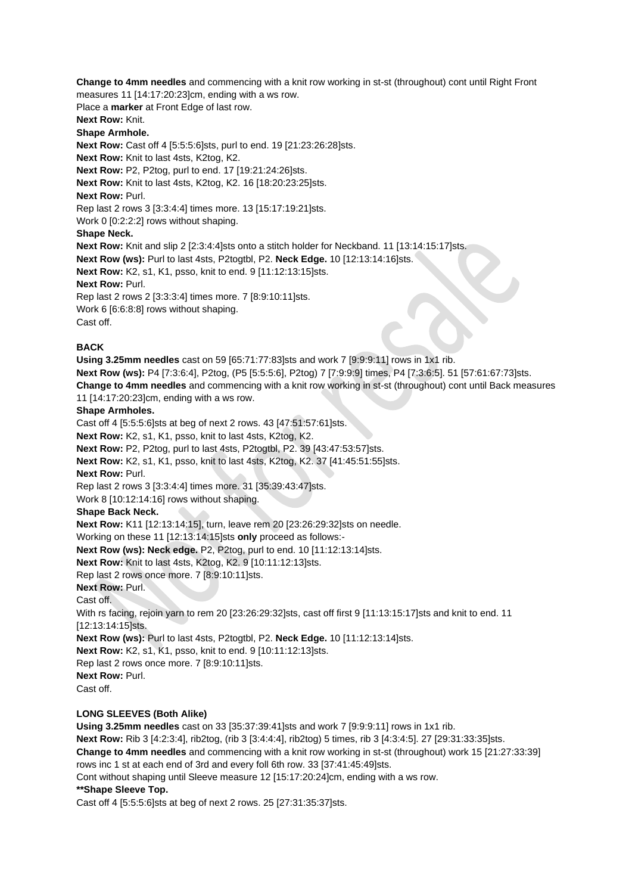**Change to 4mm needles** and commencing with a knit row working in st-st (throughout) cont until Right Front measures 11 [14:17:20:23]cm, ending with a ws row.

Place a **marker** at Front Edge of last row.

**Next Row:** Knit.

**Shape Armhole.**

**Next Row:** Cast off 4 [5:5:5:6]sts, purl to end. 19 [21:23:26:28]sts.

**Next Row:** Knit to last 4sts, K2tog, K2.

**Next Row:** P2, P2tog, purl to end. 17 [19:21:24:26]sts.

**Next Row:** Knit to last 4sts, K2tog, K2. 16 [18:20:23:25]sts.

**Next Row:** Purl.

Rep last 2 rows 3 [3:3:4:4] times more. 13 [15:17:19:21]sts.

Work 0 [0:2:2:2] rows without shaping.

**Shape Neck.**

**Next Row:** Knit and slip 2 [2:3:4:4]sts onto a stitch holder for Neckband. 11 [13:14:15:17]sts.

**Next Row (ws):** Purl to last 4sts, P2togtbl, P2. **Neck Edge.** 10 [12:13:14:16]sts.

**Next Row:** K2, s1, K1, psso, knit to end. 9 [11:12:13:15]sts.

**Next Row:** Purl.

Rep last 2 rows 2 [3:3:3:4] times more. 7 [8:9:10:11]sts.

Work 6 [6:6:8:8] rows without shaping.

Cast off.

**BACK**

**Using 3.25mm needles** cast on 59 [65:71:77:83]sts and work 7 [9:9:9:11] rows in 1x1 rib.

**Next Row (ws):** P4 [7:3:6:4], P2tog, (P5 [5:5:5:6], P2tog) 7 [7:9:9:9] times, P4 [7:3:6:5]. 51 [57:61:67:73]sts.

**Change to 4mm needles** and commencing with a knit row working in st-st (throughout) cont until Back measures 11 [14:17:20:23]cm, ending with a ws row.

**Shape Armholes.**

Cast off 4 [5:5:5:6]sts at beg of next 2 rows. 43 [47:51:57:61]sts.

**Next Row:** K2, s1, K1, psso, knit to last 4sts, K2tog, K2.

**Next Row:** P2, P2tog, purl to last 4sts, P2togtbl, P2. 39 [43:47:53:57]sts.

**Next Row:** K2, s1, K1, psso, knit to last 4sts, K2tog, K2. 37 [41:45:51:55]sts.

**Next Row:** Purl.

Rep last 2 rows 3 [3:3:4:4] times more. 31 [35:39:43:47]sts.

Work 8 [10:12:14:16] rows without shaping.

**Shape Back Neck.**

**Next Row:** K11 [12:13:14:15], turn, leave rem 20 [23:26:29:32]sts on needle.

Working on these 11 [12:13:14:15]sts **only** proceed as follows:-

**Next Row (ws): Neck edge.** P2, P2tog, purl to end. 10 [11:12:13:14]sts.

**Next Row:** Knit to last 4sts, K2tog, K2. 9 [10:11:12:13]sts.

Rep last 2 rows once more. 7 [8:9:10:11]sts.

**Next Row:** Purl.

Cast off.

With rs facing, rejoin yarn to rem 20 [23:26:29:32]sts, cast off first 9 [11:13:15:17]sts and knit to end. 11 [12:13:14:15]sts.

**Next Row (ws):** Purl to last 4sts, P2togtbl, P2. **Neck Edge.** 10 [11:12:13:14]sts.

**Next Row:** K2, s1, K1, psso, knit to end. 9 [10:11:12:13]sts.

Rep last 2 rows once more. 7 [8:9:10:11]sts.

**Next Row:** Purl.

Cast off.

**LONG SLEEVES (Both Alike)**

**Using 3.25mm needles** cast on 33 [35:37:39:41]sts and work 7 [9:9:9:11] rows in 1x1 rib.

**Next Row:** Rib 3 [4:2:3:4], rib2tog, (rib 3 [3:4:4:4], rib2tog) 5 times, rib 3 [4:3:4:5]. 27 [29:31:33:35]sts.

**Change to 4mm needles** and commencing with a knit row working in st-st (throughout) work 15 [21:27:33:39] rows inc 1 st at each end of 3rd and every foll 6th row. 33 [37:41:45:49]sts.

Cont without shaping until Sleeve measure 12 [15:17:20:24]cm, ending with a ws row.

**\*\*Shape Sleeve Top.**

Cast off 4 [5:5:5:6]sts at beg of next 2 rows. 25 [27:31:35:37]sts.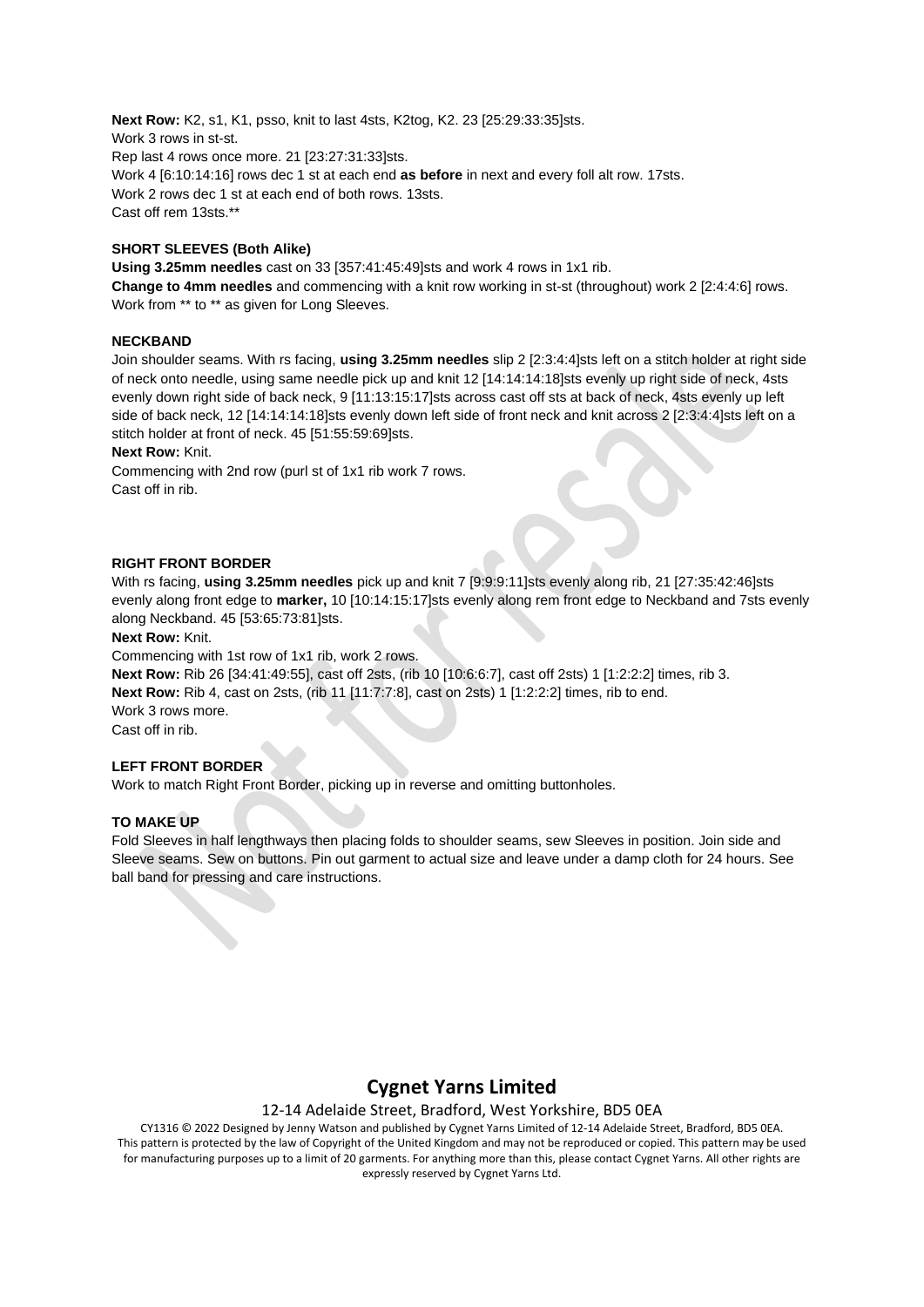**Next Row:** K2, s1, K1, psso, knit to last 4sts, K2tog, K2. 23 [25:29:33:35]sts.
Work 3 rows in st-st.
Rep last 4 rows once more. 21 [23:27:31:33]sts.
Work 4 [6:10:14:16] rows dec 1 st at each end **as before** in next and every foll alt row. 17sts.
Work 2 rows dec 1 st at each end of both rows. 13sts.
Cast off rem 13sts.**

**SHORT SLEEVES (Both Alike)**

**Using 3.25mm needles** cast on 33 [357:41:45:49]sts and work 4 rows in 1x1 rib.
**Change to 4mm needles** and commencing with a knit row working in st-st (throughout) work 2 [2:4:4:6] rows.
Work from ** to ** as given for Long Sleeves.

**NECKBAND**

Join shoulder seams. With rs facing, **using 3.25mm needles** slip 2 [2:3:4:4]sts left on a stitch holder at right side of neck onto needle, using same needle pick up and knit 12 [14:14:14:18]sts evenly up right side of neck, 4sts evenly down right side of back neck, 9 [11:13:15:17]sts across cast off sts at back of neck, 4sts evenly up left side of back neck, 12 [14:14:14:18]sts evenly down left side of front neck and knit across 2 [2:3:4:4]sts left on a stitch holder at front of neck. 45 [51:55:59:69]sts.
**Next Row:** Knit.
Commencing with 2nd row (purl st of 1x1 rib work 7 rows.
Cast off in rib.

**RIGHT FRONT BORDER**

With rs facing, **using 3.25mm needles** pick up and knit 7 [9:9:9:11]sts evenly along rib, 21 [27:35:42:46]sts evenly along front edge to **marker,** 10 [10:14:15:17]sts evenly along rem front edge to Neckband and 7sts evenly along Neckband. 45 [53:65:73:81]sts.
**Next Row:** Knit.
Commencing with 1st row of 1x1 rib, work 2 rows.
**Next Row:** Rib 26 [34:41:49:55], cast off 2sts, (rib 10 [10:6:6:7], cast off 2sts) 1 [1:2:2:2] times, rib 3.
**Next Row:** Rib 4, cast on 2sts, (rib 11 [11:7:7:8], cast on 2sts) 1 [1:2:2:2] times, rib to end.
Work 3 rows more.
Cast off in rib.

**LEFT FRONT BORDER**

Work to match Right Front Border, picking up in reverse and omitting buttonholes.

**TO MAKE UP**

Fold Sleeves in half lengthways then placing folds to shoulder seams, sew Sleeves in position. Join side and Sleeve seams. Sew on buttons. Pin out garment to actual size and leave under a damp cloth for 24 hours. See ball band for pressing and care instructions.

**Cygnet Yarns Limited**

12-14 Adelaide Street, Bradford, West Yorkshire, BD5 0EA

CY1316 © 2022 Designed by Jenny Watson and published by Cygnet Yarns Limited of 12-14 Adelaide Street, Bradford, BD5 0EA. This pattern is protected by the law of Copyright of the United Kingdom and may not be reproduced or copied. This pattern may be used for manufacturing purposes up to a limit of 20 garments. For anything more than this, please contact Cygnet Yarns. All other rights are expressly reserved by Cygnet Yarns Ltd.